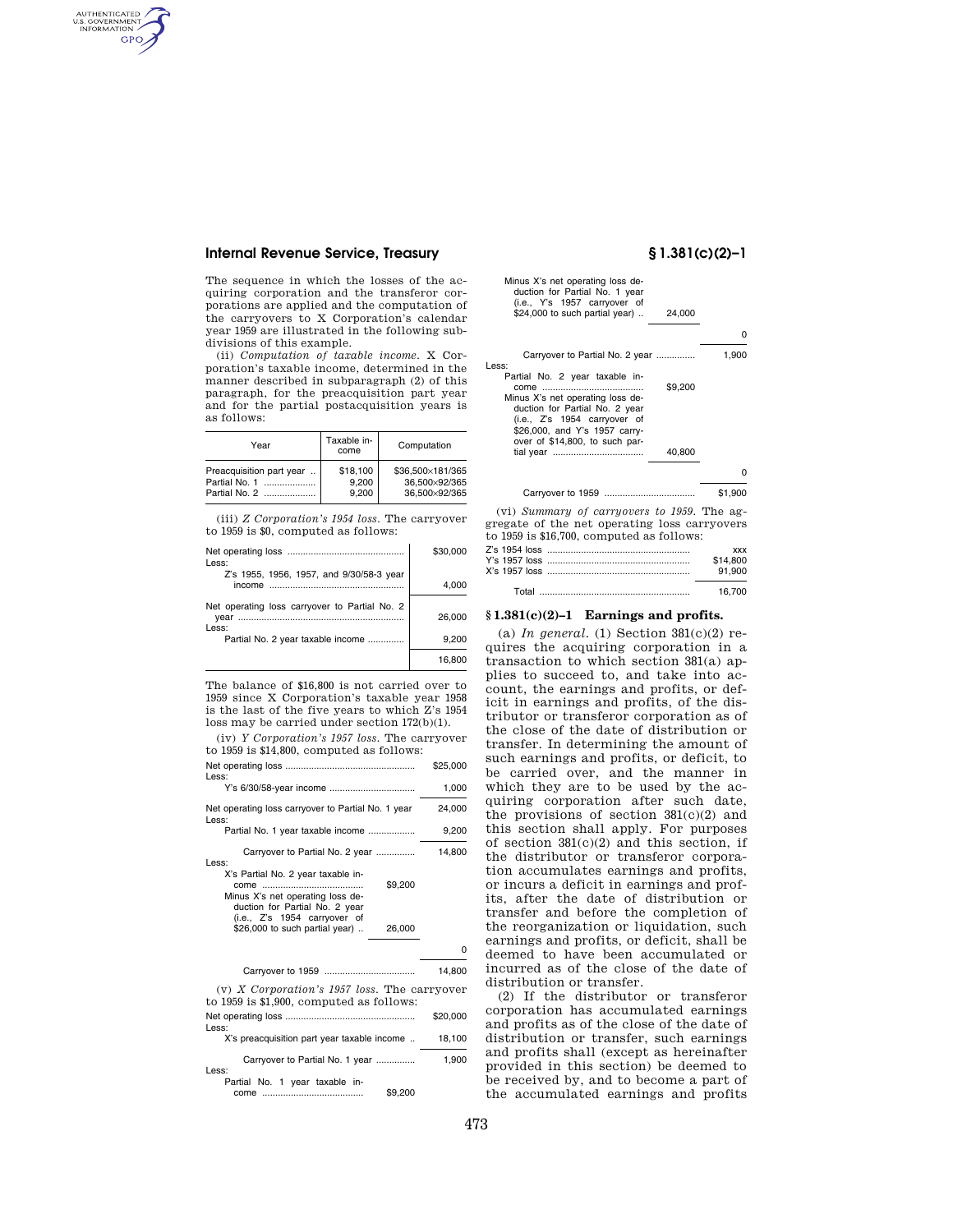The sequence in which the losses of the acquiring corporation and the transferor corporations are applied and the computation of the carryovers to X Corporation's calendar year 1959 are illustrated in the following subdivisions of this example.

(ii) *Computation of taxable income.* X Corporation's taxable income, determined in the manner described in subparagraph (2) of this paragraph, for the preacquisition part year and for the partial postacquisition years is as follows:

| Year | Taxable income | Computation |
|---|---|---|
| Preacquisition part year .. | $18,100 | $36,500×181/365 |
| Partial No. 1 .................... | 9,200 | 36,500×92/365 |
| Partial No. 2 .................... | 9,200 | 36,500×92/365 |

(iii) *Z Corporation's 1954 loss.* The carryover to 1959 is $0, computed as follows:

| | |
|---|---|
| Net operating loss ............................................ | $30,000 |
| Less: | |
| Z's 1955, 1956, 1957, and 9/30/58-3 year income ................................................... | 4,000 |
| Net operating loss carryover to Partial No. 2 year ............................................................... | 26,000 |
| Less: | |
| Partial No. 2 year taxable income ............. | 9,200 |
| | 16,800 |

The balance of $16,800 is not carried over to 1959 since X Corporation's taxable year 1958 is the last of the five years to which Z's 1954 loss may be carried under section 172(b)(1).

(iv) *Y Corporation's 1957 loss.* The carryover to 1959 is $14,800, computed as follows:

| | | |
|---|---|---|
| Net operating loss ................................................ | | $25,000 |
| Less: | | |
| Y's 6/30/58-year income ................................ | | 1,000 |
| Net operating loss carryover to Partial No. 1 year | | 24,000 |
| Less: | | |
| Partial No. 1 year taxable income ................. | | 9,200 |
| Carryover to Partial No. 2 year .............. | | 14,800 |
| Less: | | |
| X's Partial No. 2 year taxable income ...................................... | $9,200 | |
| Minus X's net operating loss deduction for Partial No. 2 year (i.e., Z's 1954 carryover of $26,000 to such partial year) .. | 26,000 | |
| | | 0 |
| Carryover to 1959 .................................. | | 14,800 |

(v) *X Corporation's 1957 loss.* The carryover to 1959 is $1,900, computed as follows:

| | | |
|---|---|---|
| Net operating loss ................................................ | | $20,000 |
| Less: | | |
| X's preacquisition part year taxable income .. | | 18,100 |
| Carryover to Partial No. 1 year .............. | | 1,900 |
| Less: | | |
| Partial No. 1 year taxable income ...................................... | $9,200 | |
| Minus X's net operating loss deduction for Partial No. 1 year (i.e., Y's 1957 carryover of $24,000 to such partial year) .. | 24,000 | |
| | | 0 |
| Carryover to Partial No. 2 year .............. | | 1,900 |
| Less: | | |
| Partial No. 2 year taxable income ...................................... | $9,200 | |
| Minus X's net operating loss deduction for Partial No. 2 year (i.e., Z's 1954 carryover of $26,000, and Y's 1957 carryover of $14,800, to such partial year .................................. | 40,800 | |
| | | 0 |
| Carryover to 1959 .................................. | | $1,900 |

(vi) *Summary of carryovers to 1959.* The aggregate of the net operating loss carryovers to 1959 is $16,700, computed as follows:

| | |
|---|---|
| Z's 1954 loss ...................................................... | xxx |
| Y's 1957 loss ...................................................... | $14,800 |
| X's 1957 loss ...................................................... | 91,900 |
| Total .......................................................... | 16,700 |

## § 1.381(c)(2)–1 Earnings and profits.

(a) *In general.* (1) Section 381(c)(2) requires the acquiring corporation in a transaction to which section 381(a) applies to succeed to, and take into account, the earnings and profits, or deficit in earnings and profits, of the distributor or transferor corporation as of the close of the date of distribution or transfer. In determining the amount of such earnings and profits, or deficit, to be carried over, and the manner in which they are to be used by the acquiring corporation after such date, the provisions of section 381(c)(2) and this section shall apply. For purposes of section 381(c)(2) and this section, if the distributor or transferor corporation accumulates earnings and profits, or incurs a deficit in earnings and profits, after the date of distribution or transfer and before the completion of the reorganization or liquidation, such earnings and profits, or deficit, shall be deemed to have been accumulated or incurred as of the close of the date of distribution or transfer.

(2) If the distributor or transferor corporation has accumulated earnings and profits as of the close of the date of distribution or transfer, such earnings and profits shall (except as hereinafter provided in this section) be deemed to be received by, and to become a part of the accumulated earnings and profits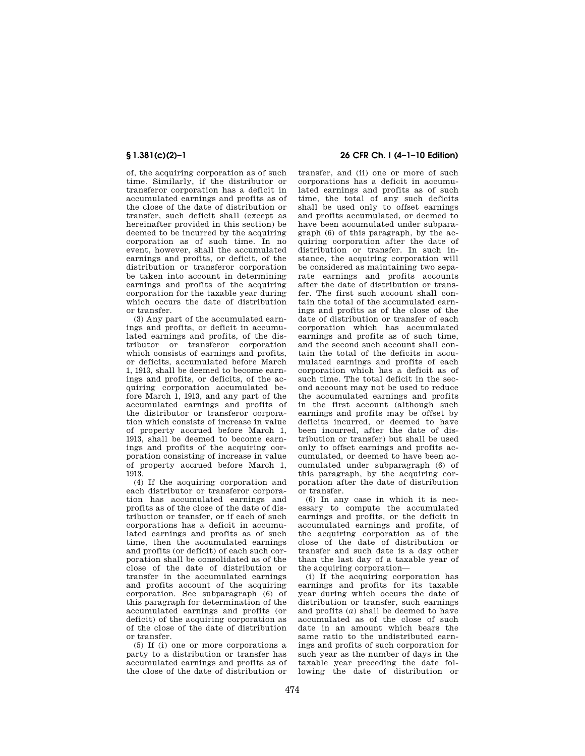of, the acquiring corporation as of such time. Similarly, if the distributor or transferor corporation has a deficit in accumulated earnings and profits as of the close of the date of distribution or transfer, such deficit shall (except as hereinafter provided in this section) be deemed to be incurred by the acquiring corporation as of such time. In no event, however, shall the accumulated earnings and profits, or deficit, of the distribution or transferor corporation be taken into account in determining earnings and profits of the acquiring corporation for the taxable year during which occurs the date of distribution or transfer.

(3) Any part of the accumulated earnings and profits, or deficit in accumulated earnings and profits, of the distributor or transferor corporation which consists of earnings and profits, or deficits, accumulated before March 1, 1913, shall be deemed to become earnings and profits, or deficits, of the acquiring corporation accumulated before March 1, 1913, and any part of the accumulated earnings and profits of the distributor or transferor corporation which consists of increase in value of property accrued before March 1, 1913, shall be deemed to become earnings and profits of the acquiring corporation consisting of increase in value of property accrued before March 1, 1913.

(4) If the acquiring corporation and each distributor or transferor corporation has accumulated earnings and profits as of the close of the date of distribution or transfer, or if each of such corporations has a deficit in accumulated earnings and profits as of such time, then the accumulated earnings and profits (or deficit) of each such corporation shall be consolidated as of the close of the date of distribution or transfer in the accumulated earnings and profits account of the acquiring corporation. See subparagraph (6) of this paragraph for determination of the accumulated earnings and profits (or deficit) of the acquiring corporation as of the close of the date of distribution or transfer.

(5) If (i) one or more corporations a party to a distribution or transfer has accumulated earnings and profits as of the close of the date of distribution or transfer, and (ii) one or more of such corporations has a deficit in accumulated earnings and profits as of such time, the total of any such deficits shall be used only to offset earnings and profits accumulated, or deemed to have been accumulated under subparagraph (6) of this paragraph, by the acquiring corporation after the date of distribution or transfer. In such instance, the acquiring corporation will be considered as maintaining two separate earnings and profits accounts after the date of distribution or transfer. The first such account shall contain the total of the accumulated earnings and profits as of the close of the date of distribution or transfer of each corporation which has accumulated earnings and profits as of such time, and the second such account shall contain the total of the deficits in accumulated earnings and profits of each corporation which has a deficit as of such time. The total deficit in the second account may not be used to reduce the accumulated earnings and profits in the first account (although such earnings and profits may be offset by deficits incurred, or deemed to have been incurred, after the date of distribution or transfer) but shall be used only to offset earnings and profits accumulated, or deemed to have been accumulated under subparagraph (6) of this paragraph, by the acquiring corporation after the date of distribution or transfer.

(6) In any case in which it is necessary to compute the accumulated earnings and profits, or the deficit in accumulated earnings and profits, of the acquiring corporation as of the close of the date of distribution or transfer and such date is a day other than the last day of a taxable year of the acquiring corporation—

(i) If the acquiring corporation has earnings and profits for its taxable year during which occurs the date of distribution or transfer, such earnings and profits (*a*) shall be deemed to have accumulated as of the close of such date in an amount which bears the same ratio to the undistributed earnings and profits of such corporation for such year as the number of days in the taxable year preceding the date following the date of distribution or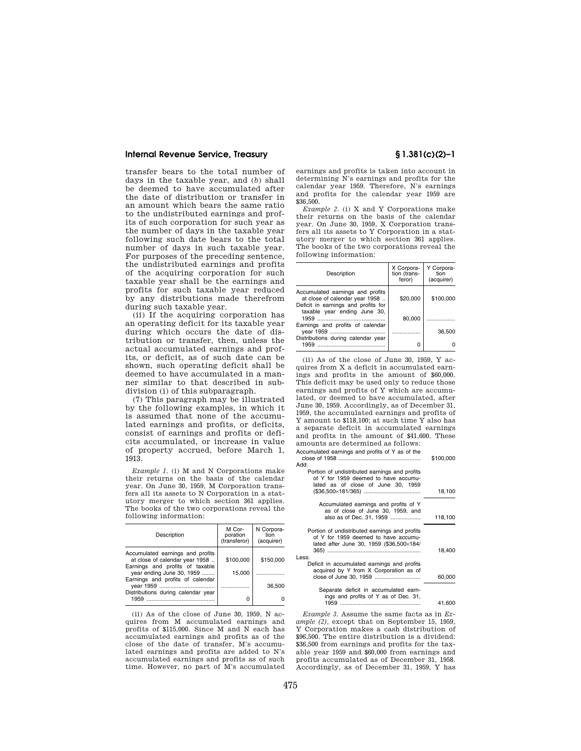transfer bears to the total number of days in the taxable year, and (*b*) shall be deemed to have accumulated after the date of distribution or transfer in an amount which bears the same ratio to the undistributed earnings and profits of such corporation for such year as the number of days in the taxable year following such date bears to the total number of days in such taxable year. For purposes of the preceding sentence, the undistributed earnings and profits of the acquiring corporation for such taxable year shall be the earnings and profits for such taxable year reduced by any distributions made therefrom during such taxable year.

(ii) If the acquiring corporation has an operating deficit for its taxable year during which occurs the date of distribution or transfer, then, unless the actual accumulated earnings and profits, or deficit, as of such date can be shown, such operating deficit shall be deemed to have accumulated in a manner similar to that described in subdivision (i) of this subparagraph.

(7) This paragraph may be illustrated by the following examples, in which it is assumed that none of the accumulated earnings and profits, or deficits, consist of earnings and profits or deficits accumulated, or increase in value of property accrued, before March 1, 1913.

*Example 1.* (i) M and N Corporations make their returns on the basis of the calendar year. On June 30, 1959, M Corporation transfers all its assets to N Corporation in a statutory merger to which section 361 applies. The books of the two corporations reveal the following information:

| Description | M Corporation (transferor) | N Corporation (acquirer) |
|---|---|---|
| Accumulated earnings and profits at close of calendar year 1958 | $100,000 | $150,000 |
| Earnings and profits of taxable year ending June 30, 1959 | 15,000 | |
| Earnings and profits of calendar year 1959 | | 36,500 |
| Distributions during calendar year 1959 | 0 | 0 |

(ii) As of the close of June 30, 1959, N acquires from M accumulated earnings and profits of $115,000. Since M and N each has accumulated earnings and profits as of the close of the date of transfer, M's accumulated earnings and profits are added to N's accumulated earnings and profits as of such time. However, no part of M's accumulated earnings and profits is taken into account in determining N's earnings and profits for the calendar year 1959. Therefore, N's earnings and profits for the calendar year 1959 are $36,500.

*Example 2.* (i) X and Y Corporations make their returns on the basis of the calendar year. On June 30, 1959, X Corporation transfers all its assets to Y Corporation in a statutory merger to which section 361 applies. The books of the two corporations reveal the following information:

| Description | X Corporation (transferor) | Y Corporation (acquirer) |
|---|---|---|
| Accumulated earnings and profits at close of calendar year 1958 | $20,000 | $100,000 |
| Deficit in earnings and profits for taxable year ending June 30, 1959 | 80,000 | |
| Earnings and profits of calendar year 1959 | | 36,500 |
| Distributions during calendar year 1959 | 0 | 0 |

(ii) As of the close of June 30, 1959, Y acquires from X a deficit in accumulated earnings and profits in the amount of $60,000. This deficit may be used only to reduce those earnings and profits of Y which are accumulated, or deemed to have accumulated, after June 30, 1959. Accordingly, as of December 31, 1959, the accumulated earnings and profits of Y amount to $118,100; at such time Y also has a separate deficit in accumulated earnings and profits in the amount of $41,600. These amounts are determined as follows:

| | |
|---|---|
| Accumulated earnings and profits of Y as of the close of 1958 | $100,000 |
| Add: | |
| Portion of undistributed earnings and profits of Y for 1959 deemed to have accumulated as of close of June 30, 1959 ($36,500×181/365) | 18,100 |
| Accumulated earnings and profits of Y as of close of June 30, 1959, and also as of Dec. 31, 1959 | 118,100 |
| Portion of undistributed earnings and profits of Y for 1959 deemed to have accumulated after June 30, 1959 ($36,500×184/365) | 18,400 |
| Less: | |
| Deficit in accumulated earnings and profits acquired by Y from X Corporation as of close of June 30, 1959 | 60,000 |
| Separate deficit in accumulated earnings and profits of Y as of Dec. 31, 1959 | 41,600 |

*Example 3.* Assume the same facts as in *Example (2)*, except that on September 15, 1959, Y Corporation makes a cash distribution of $96,500. The entire distribution is a dividend: $36,500 from earnings and profits for the taxable year 1959 and $60,000 from earnings and profits accumulated as of December 31, 1958. Accordingly, as of December 31, 1959, Y has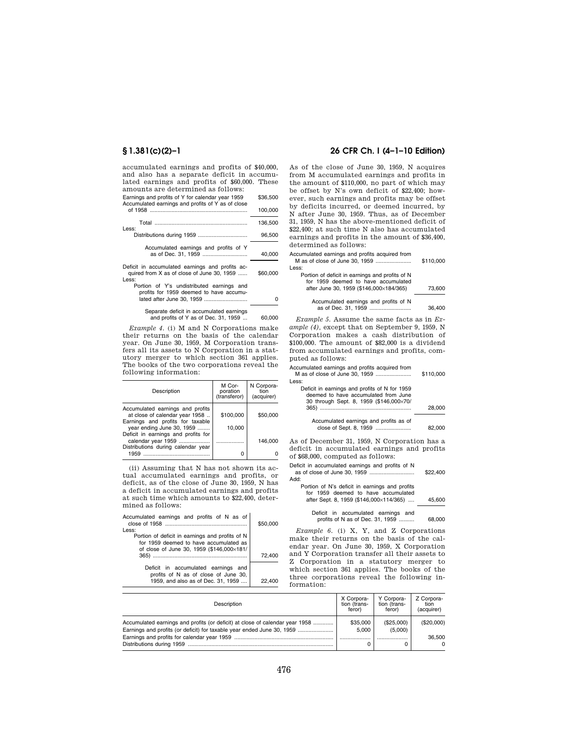accumulated earnings and profits of $40,000, and also has a separate deficit in accumulated earnings and profits of $60,000. These amounts are determined as follows:

| | |
|---|---|
| Earnings and profits of Y for calendar year 1959 | $36,500 |
| Accumulated earnings and profits of Y as of close of 1958 | 100,000 |
| Total | 136,500 |
| Less: | |
| Distributions during 1959 | 96,500 |
| Accumulated earnings and profits of Y as of Dec. 31, 1959 | 40,000 |
| Deficit in accumulated earnings and profits acquired from X as of close of June 30, 1959 | $60,000 |
| Less: | |
| Portion of Y's undistributed earnings and profits for 1959 deemed to have accumulated after June 30, 1959 | 0 |
| Separate deficit in accumulated earnings and profits of Y as of Dec. 31, 1959 | 60,000 |

*Example 4.* (i) M and N Corporations make their returns on the basis of the calendar year. On June 30, 1959, M Corporation transfers all its assets to N Corporation in a statutory merger to which section 361 applies. The books of the two corporations reveal the following information:

| Description | M Corporation (transferor) | N Corporation (acquirer) |
|---|---|---|
| Accumulated earnings and profits at close of calendar year 1958 | $100,000 | $50,000 |
| Earnings and profits for taxable year ending June 30, 1959 | 10,000 | |
| Deficit in earnings and profits for calendar year 1959 | | 146,000 |
| Distributions during calendar year 1959 | 0 | 0 |

(ii) Assuming that N has not shown its actual accumulated earnings and profits, or deficit, as of the close of June 30, 1959, N has a deficit in accumulated earnings and profits at such time which amounts to $22,400, determined as follows:

| | |
|---|---|
| Accumulated earnings and profits of N as of close of 1958 | $50,000 |
| Less: | |
| Portion of deficit in earnings and profits of N for 1959 deemed to have accumulated as of close of June 30, 1959 ($146,000×181/365) | 72,400 |
| Deficit in accumulated earnings and profits of N as of close of June 30, 1959, and also as of Dec. 31, 1959 | 22,400 |

As of the close of June 30, 1959, N acquires from M accumulated earnings and profits in the amount of $110,000, no part of which may be offset by N's own deficit of $22,400; however, such earnings and profits may be offset by deficits incurred, or deemed incurred, by N after June 30, 1959. Thus, as of December 31, 1959, N has the above-mentioned deficit of $22,400; at such time N also has accumulated earnings and profits in the amount of $36,400, determined as follows:

| | |
|---|---|
| Accumulated earnings and profits acquired from M as of close of June 30, 1959 | $110,000 |
| Less: | |
| Portion of deficit in earnings and profits of N for 1959 deemed to have accumulated after June 30, 1959 ($146,000×184/365) | 73,600 |
| Accumulated earnings and profits of N as of Dec. 31, 1959 | 36,400 |

*Example 5.* Assume the same facts as in *Example (4)*, except that on September 9, 1959, N Corporation makes a cash distribution of $100,000. The amount of $82,000 is a dividend from accumulated earnings and profits, computed as follows:

| | |
|---|---|
| Accumulated earnings and profits acquired from M as of close of June 30, 1959 | $110,000 |
| Less: | |
| Deficit in earnings and profits of N for 1959 deemed to have accumulated from June 30 through Sept. 8, 1959 ($146,000×70/365) | 28,000 |
| Accumulated earnings and profits as of close of Sept. 8, 1959 | 82,000 |

As of December 31, 1959, N Corporation has a deficit in accumulated earnings and profits of $68,000, computed as follows:

| | |
|---|---|
| Deficit in accumulated earnings and profits of N as of close of June 30, 1959 | $22,400 |
| Add: | |
| Portion of N's deficit in earnings and profits for 1959 deemed to have accumulated after Sept. 8, 1959 ($146,000×114/365) | 45,600 |
| Deficit in accumulated earnings and profits of N as of Dec. 31, 1959 | 68,000 |

*Example 6.* (i) X, Y, and Z Corporations make their returns on the basis of the calendar year. On June 30, 1959, X Corporation and Y Corporation transfer all their assets to Z Corporation in a statutory merger to which section 361 applies. The books of the three corporations reveal the following information:

| Description | X Corporation (transferor) | Y Corporation (transferor) | Z Corporation (acquirer) |
|---|---|---|---|
| Accumulated earnings and profits (or deficit) at close of calendar year 1958 | $35,000 | ($25,000) | ($20,000) |
| Earnings and profits (or deficit) for taxable year ended June 30, 1959 | 5,000 | (5,000) | |
| Earnings and profits for calendar year 1959 | | | 36,500 |
| Distributions during 1959 | 0 | 0 | 0 |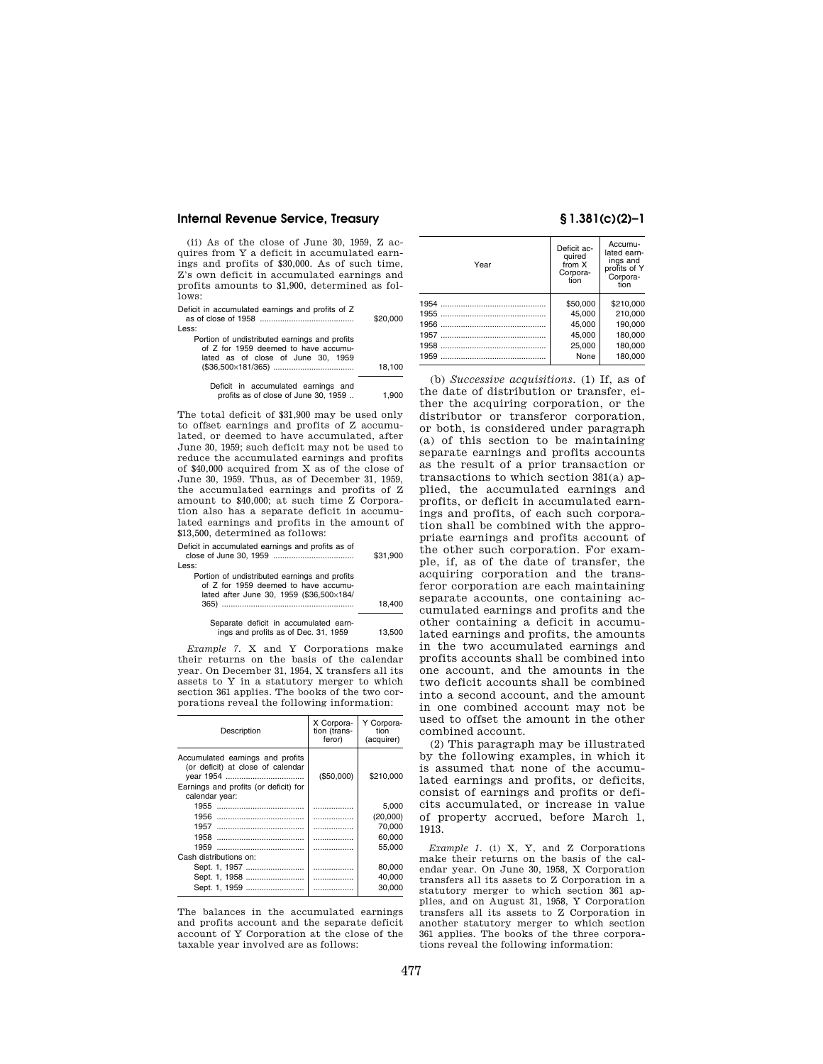(ii) As of the close of June 30, 1959, Z acquires from Y a deficit in accumulated earnings and profits of $30,000. As of such time, Z's own deficit in accumulated earnings and profits amounts to $1,900, determined as follows:

| | |
|---|---|
| Deficit in accumulated earnings and profits of Z as of close of 1958 | $20,000 |
| Less: | |
| Portion of undistributed earnings and profits of Z for 1959 deemed to have accumulated as of close of June 30, 1959 ($36,500×181/365) | 18,100 |
| Deficit in accumulated earnings and profits as of close of June 30, 1959 | 1,900 |

The total deficit of $31,900 may be used only to offset earnings and profits of Z accumulated, or deemed to have accumulated, after June 30, 1959; such deficit may not be used to reduce the accumulated earnings and profits of $40,000 acquired from X as of the close of June 30, 1959. Thus, as of December 31, 1959, the accumulated earnings and profits of Z amount to $40,000; at such time Z Corporation also has a separate deficit in accumulated earnings and profits in the amount of $13,500, determined as follows:

| | |
|---|---|
| Deficit in accumulated earnings and profits as of close of June 30, 1959 | $31,900 |
| Less: | |
| Portion of undistributed earnings and profits of Z for 1959 deemed to have accumulated after June 30, 1959 ($36,500×184/365) | 18,400 |
| Separate deficit in accumulated earnings and profits as of Dec. 31, 1959 | 13,500 |

*Example 7.* X and Y Corporations make their returns on the basis of the calendar year. On December 31, 1954, X transfers all its assets to Y in a statutory merger to which section 361 applies. The books of the two corporations reveal the following information:

| Description | X Corporation (transferor) | Y Corporation (acquirer) |
|---|---|---|
| Accumulated earnings and profits (or deficit) at close of calendar year 1954 | ($50,000) | $210,000 |
| Earnings and profits (or deficit) for calendar year: | | |
| 1955 | .................. | 5,000 |
| 1956 | .................. | (20,000) |
| 1957 | .................. | 70,000 |
| 1958 | .................. | 60,000 |
| 1959 | .................. | 55,000 |
| Cash distributions on: | | |
| Sept. 1, 1957 | .................. | 80,000 |
| Sept. 1, 1958 | .................. | 40,000 |
| Sept. 1, 1959 | .................. | 30,000 |

The balances in the accumulated earnings and profits account and the separate deficit account of Y Corporation at the close of the taxable year involved are as follows:

| Year | Deficit acquired from X Corporation | Accumulated earnings and profits of Y Corporation |
|---|---|---|
| 1954 | $50,000 | $210,000 |
| 1955 | 45,000 | 210,000 |
| 1956 | 45,000 | 190,000 |
| 1957 | 45,000 | 180,000 |
| 1958 | 25,000 | 180,000 |
| 1959 | None | 180,000 |

(b) *Successive acquisitions.* (1) If, as of the date of distribution or transfer, either the acquiring corporation, or the distributor or transferor corporation, or both, is considered under paragraph (a) of this section to be maintaining separate earnings and profits accounts as the result of a prior transaction or transactions to which section 381(a) applied, the accumulated earnings and profits, or deficit in accumulated earnings and profits, of each such corporation shall be combined with the appropriate earnings and profits account of the other such corporation. For example, if, as of the date of transfer, the acquiring corporation and the transferor corporation are each maintaining separate accounts, one containing accumulated earnings and profits and the other containing a deficit in accumulated earnings and profits, the amounts in the two accumulated earnings and profits accounts shall be combined into one account, and the amounts in the two deficit accounts shall be combined into a second account, and the amount in one combined account may not be used to offset the amount in the other combined account.

(2) This paragraph may be illustrated by the following examples, in which it is assumed that none of the accumulated earnings and profits, or deficits, consist of earnings and profits or deficits accumulated, or increase in value of property accrued, before March 1, 1913.

*Example 1.* (i) X, Y, and Z Corporations make their returns on the basis of the calendar year. On June 30, 1958, X Corporation transfers all its assets to Z Corporation in a statutory merger to which section 361 applies, and on August 31, 1958, Y Corporation transfers all its assets to Z Corporation in another statutory merger to which section 361 applies. The books of the three corporations reveal the following information: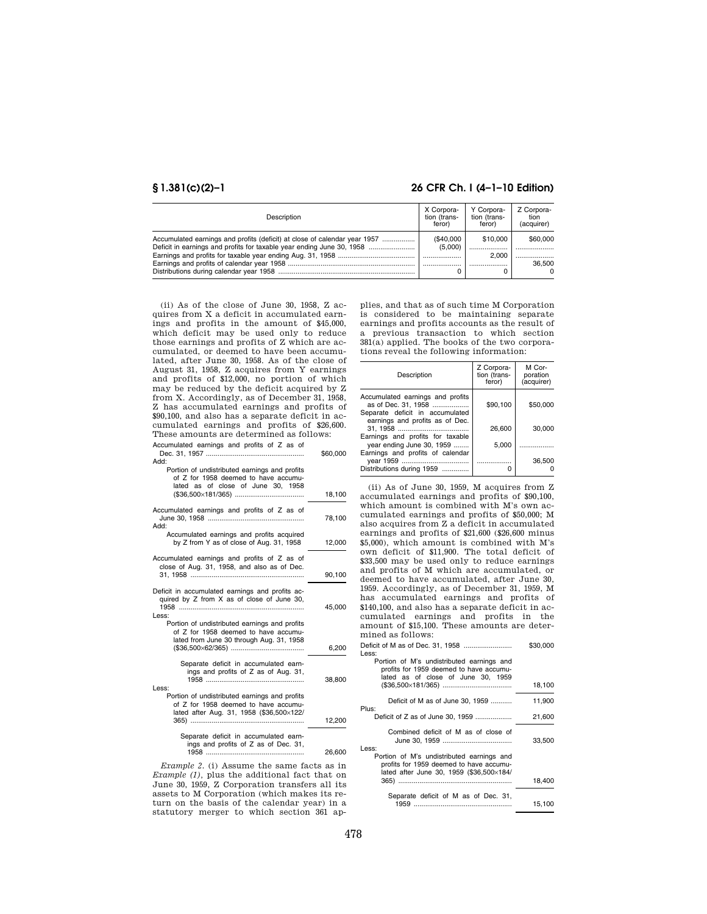| Description | X Corporation (transferor) | Y Corporation (transferor) | Z Corporation (acquirer) |
| --- | --- | --- | --- |
| Accumulated earnings and profits (deficit) at close of calendar year 1957 | ($40,000 | $10,000 | $60,000 |
| Deficit in earnings and profits for taxable year ending June 30, 1958 | (5,000) | .................... | .................... |
| Earnings and profits for taxable year ending Aug. 31, 1958 | .................... | 2,000 | .................... |
| Earnings and profits of calendar year 1958 | .................... | .................... | 36,500 |
| Distributions during calendar year 1958 | 0 | 0 | 0 |

(ii) As of the close of June 30, 1958, Z acquires from X a deficit in accumulated earnings and profits in the amount of $45,000, which deficit may be used only to reduce those earnings and profits of Z which are accumulated, or deemed to have been accumulated, after June 30, 1958. As of the close of August 31, 1958, Z acquires from Y earnings and profits of $12,000, no portion of which may be reduced by the deficit acquired by Z from X. Accordingly, as of December 31, 1958, Z has accumulated earnings and profits of $90,100, and also has a separate deficit in accumulated earnings and profits of $26,600. These amounts are determined as follows:

| | |
| --- | --- |
| Accumulated earnings and profits of Z as of Dec. 31, 1957 | $60,000 |
| Add: | |
| Portion of undistributed earnings and profits of Z for 1958 deemed to have accumulated as of close of June 30, 1958 ($36,500×181/365) | 18,100 |
| Accumulated earnings and profits of Z as of June 30, 1958 | 78,100 |
| Add: | |
| Accumulated earnings and profits acquired by Z from Y as of close of Aug. 31, 1958 | 12,000 |
| Accumulated earnings and profits of Z as of close of Aug. 31, 1958, and also as of Dec. 31, 1958 | 90,100 |
| Deficit in accumulated earnings and profits acquired by Z from X as of close of June 30, 1958 | 45,000 |
| Less: | |
| Portion of undistributed earnings and profits of Z for 1958 deemed to have accumulated from June 30 through Aug. 31, 1958 ($36,500×62/365) | 6,200 |
| Separate deficit in accumulated earnings and profits of Z as of Aug. 31, 1958 | 38,800 |
| Less: | |
| Portion of undistributed earnings and profits of Z for 1958 deemed to have accumulated after Aug. 31, 1958 ($36,500×122/365) | 12,200 |
| Separate deficit in accumulated earnings and profits of Z as of Dec. 31, 1958 | 26,600 |

*Example 2.* (i) Assume the same facts as in *Example (1)*, plus the additional fact that on June 30, 1959, Z Corporation transfers all its assets to M Corporation (which makes its return on the basis of the calendar year) in a statutory merger to which section 361 applies, and that as of such time M Corporation is considered to be maintaining separate earnings and profits accounts as the result of a previous transaction to which section 381(a) applied. The books of the two corporations reveal the following information:

| Description | Z Corporation (transferor) | M Corporation (acquirer) |
| --- | --- | --- |
| Accumulated earnings and profits as of Dec. 31, 1958 | $90,100 | $50,000 |
| Separate deficit in accumulated earnings and profits as of Dec. 31, 1958 | 26,600 | 30,000 |
| Earnings and profits for taxable year ending June 30, 1959 | 5,000 | .................. |
| Earnings and profits of calendar year 1959 | .................. | 36,500 |
| Distributions during 1959 | 0 | 0 |

(ii) As of June 30, 1959, M acquires from Z accumulated earnings and profits of $90,100, which amount is combined with M's own accumulated earnings and profits of $50,000; M also acquires from Z a deficit in accumulated earnings and profits of $21,600 ($26,600 minus $5,000), which amount is combined with M's own deficit of $11,900. The total deficit of $33,500 may be used only to reduce earnings and profits of M which are accumulated, or deemed to have accumulated, after June 30, 1959. Accordingly, as of December 31, 1959, M has accumulated earnings and profits of $140,100, and also has a separate deficit in accumulated earnings and profits in the amount of $15,100. These amounts are determined as follows:

| | |
| --- | --- |
| Deficit of M as of Dec. 31, 1958 | $30,000 |
| Less: | |
| Portion of M's undistributed earnings and profits for 1959 deemed to have accumulated as of close of June 30, 1959 ($36,500×181/365) | 18,100 |
| Deficit of M as of June 30, 1959 | 11,900 |
| Plus: | |
| Deficit of Z as of June 30, 1959 | 21,600 |
| Combined deficit of M as of close of June 30, 1959 | 33,500 |
| Less: | |
| Portion of M's undistributed earnings and profits for 1959 deemed to have accumulated after June 30, 1959 ($36,500×184/365) | 18,400 |
| Separate deficit of M as of Dec. 31, 1959 | 15,100 |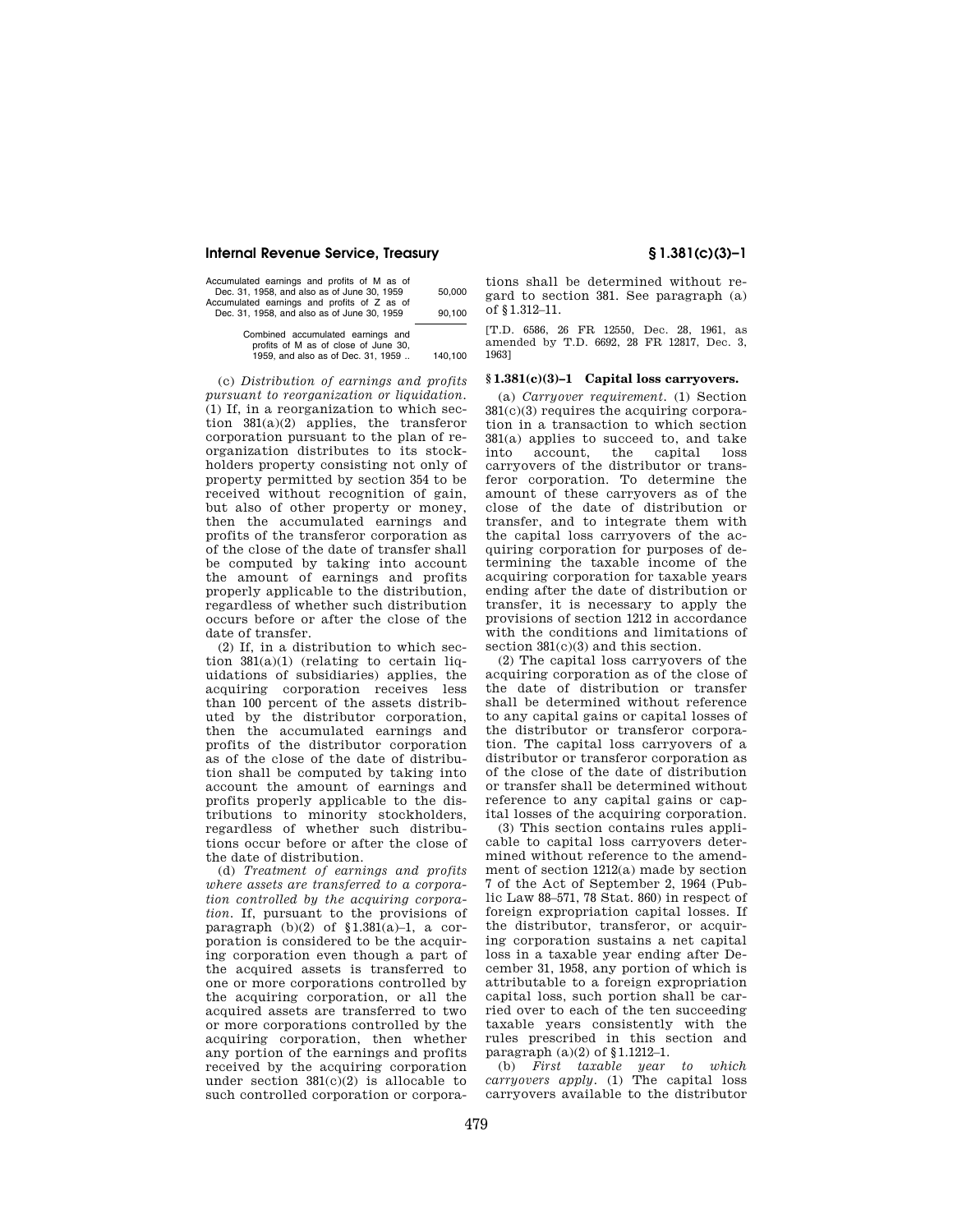| | |
|---|---|
| Accumulated earnings and profits of M as of Dec. 31, 1958, and also as of June 30, 1959 | 50,000 |
| Accumulated earnings and profits of Z as of Dec. 31, 1958, and also as of June 30, 1959 | 90,100 |
| Combined accumulated earnings and profits of M as of close of June 30, 1959, and also as of Dec. 31, 1959 .. | 140,100 |

(c) *Distribution of earnings and profits pursuant to reorganization or liquidation.* (1) If, in a reorganization to which section 381(a)(2) applies, the transferor corporation pursuant to the plan of reorganization distributes to its stockholders property consisting not only of property permitted by section 354 to be received without recognition of gain, but also of other property or money, then the accumulated earnings and profits of the transferor corporation as of the close of the date of transfer shall be computed by taking into account the amount of earnings and profits properly applicable to the distribution, regardless of whether such distribution occurs before or after the close of the date of transfer.

(2) If, in a distribution to which section 381(a)(1) (relating to certain liquidations of subsidiaries) applies, the acquiring corporation receives less than 100 percent of the assets distributed by the distributor corporation, then the accumulated earnings and profits of the distributor corporation as of the close of the date of distribution shall be computed by taking into account the amount of earnings and profits properly applicable to the distributions to minority stockholders, regardless of whether such distributions occur before or after the close of the date of distribution.

(d) *Treatment of earnings and profits where assets are transferred to a corporation controlled by the acquiring corporation.* If, pursuant to the provisions of paragraph (b)(2) of §1.381(a)–1, a corporation is considered to be the acquiring corporation even though a part of the acquired assets is transferred to one or more corporations controlled by the acquiring corporation, or all the acquired assets are transferred to two or more corporations controlled by the acquiring corporation, then whether any portion of the earnings and profits received by the acquiring corporation under section 381(c)(2) is allocable to such controlled corporation or corporations shall be determined without regard to section 381. See paragraph (a) of §1.312–11.

[T.D. 6586, 26 FR 12550, Dec. 28, 1961, as amended by T.D. 6692, 28 FR 12817, Dec. 3, 1963]

## §1.381(c)(3)–1 Capital loss carryovers.

(a) *Carryover requirement.* (1) Section 381(c)(3) requires the acquiring corporation in a transaction to which section 381(a) applies to succeed to, and take into account, the capital loss carryovers of the distributor or transferor corporation. To determine the amount of these carryovers as of the close of the date of distribution or transfer, and to integrate them with the capital loss carryovers of the acquiring corporation for purposes of determining the taxable income of the acquiring corporation for taxable years ending after the date of distribution or transfer, it is necessary to apply the provisions of section 1212 in accordance with the conditions and limitations of section 381(c)(3) and this section.

(2) The capital loss carryovers of the acquiring corporation as of the close of the date of distribution or transfer shall be determined without reference to any capital gains or capital losses of the distributor or transferor corporation. The capital loss carryovers of a distributor or transferor corporation as of the close of the date of distribution or transfer shall be determined without reference to any capital gains or capital losses of the acquiring corporation.

(3) This section contains rules applicable to capital loss carryovers determined without reference to the amendment of section 1212(a) made by section 7 of the Act of September 2, 1964 (Public Law 88–571, 78 Stat. 860) in respect of foreign expropriation capital losses. If the distributor, transferor, or acquiring corporation sustains a net capital loss in a taxable year ending after December 31, 1958, any portion of which is attributable to a foreign expropriation capital loss, such portion shall be carried over to each of the ten succeeding taxable years consistently with the rules prescribed in this section and paragraph (a)(2) of §1.1212–1.

(b) *First taxable year to which carryovers apply.* (1) The capital loss carryovers available to the distributor